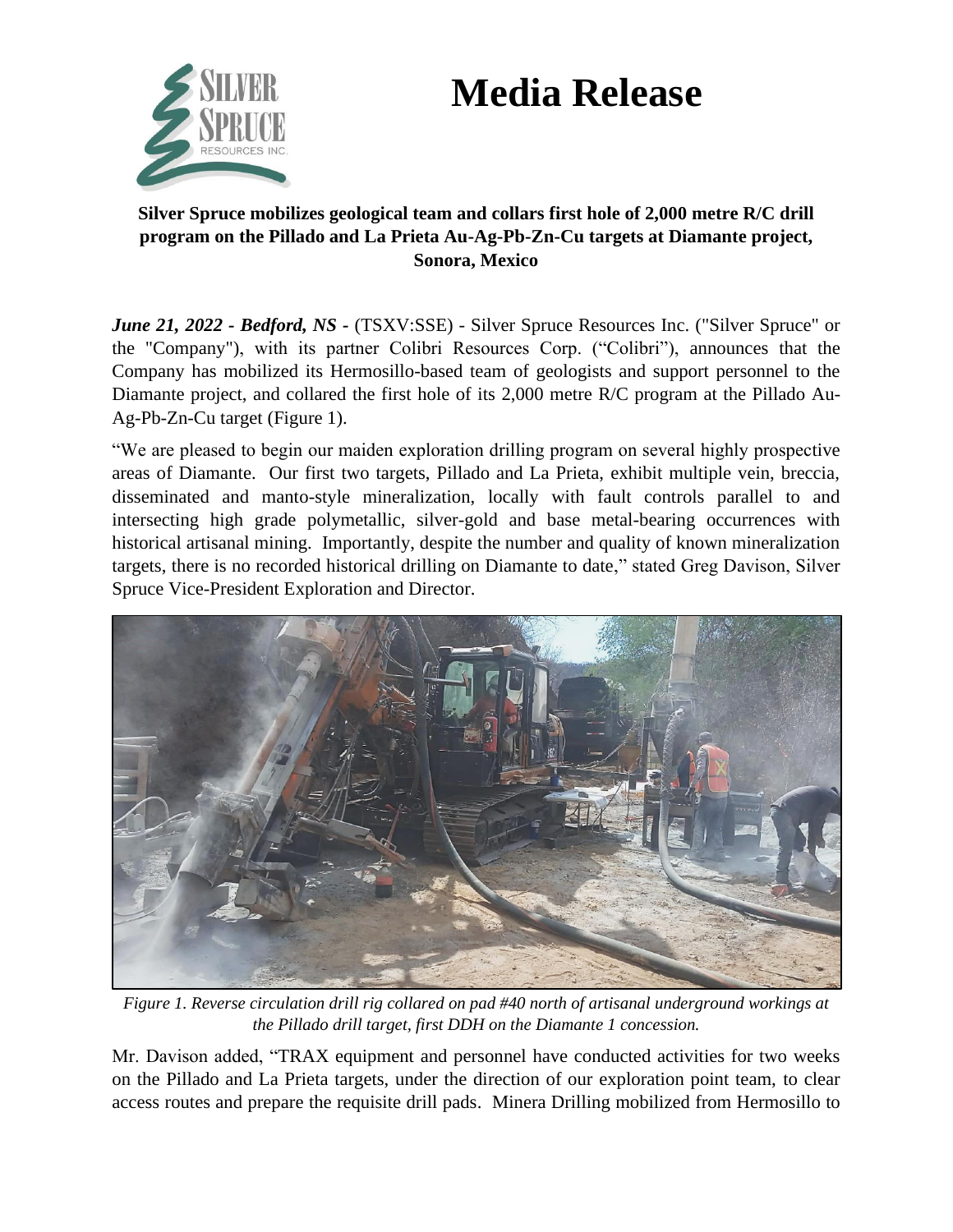# Media Release

**Silver Spruce mobilizes geological team and collars first hole of 2,000 metre R/C drill program on the Pillado and La Prieta Au-Ag-Pb-Zn-Cu targets at Diamante project, Sonora, Mexico**

***June 21, 2022 - Bedford, NS -*** (TSXV:SSE) - Silver Spruce Resources Inc. ("Silver Spruce" or the "Company"), with its partner Colibri Resources Corp. ("Colibri"), announces that the Company has mobilized its Hermosillo-based team of geologists and support personnel to the Diamante project, and collared the first hole of its 2,000 metre R/C program at the Pillado Au-Ag-Pb-Zn-Cu target (Figure 1).

"We are pleased to begin our maiden exploration drilling program on several highly prospective areas of Diamante. Our first two targets, Pillado and La Prieta, exhibit multiple vein, breccia, disseminated and manto-style mineralization, locally with fault controls parallel to and intersecting high grade polymetallic, silver-gold and base metal-bearing occurrences with historical artisanal mining. Importantly, despite the number and quality of known mineralization targets, there is no recorded historical drilling on Diamante to date," stated Greg Davison, Silver Spruce Vice-President Exploration and Director.

*Figure 1. Reverse circulation drill rig collared on pad #40 north of artisanal underground workings at the Pillado drill target, first DDH on the Diamante 1 concession.*

Mr. Davison added, "TRAX equipment and personnel have conducted activities for two weeks on the Pillado and La Prieta targets, under the direction of our exploration point team, to clear access routes and prepare the requisite drill pads. Minera Drilling mobilized from Hermosillo to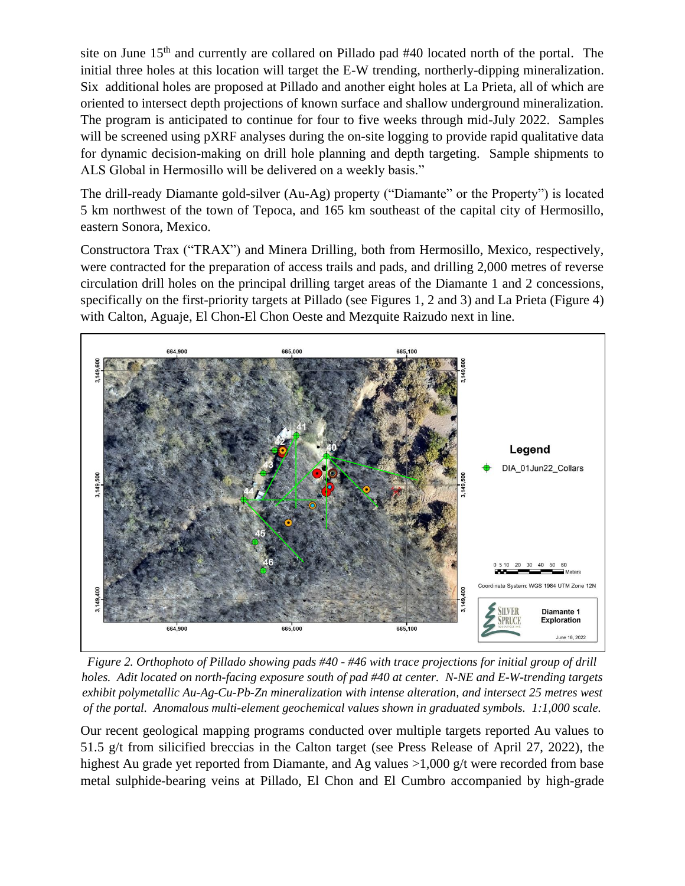site on June 15th and currently are collared on Pillado pad #40 located north of the portal. The initial three holes at this location will target the E-W trending, northerly-dipping mineralization. Six additional holes are proposed at Pillado and another eight holes at La Prieta, all of which are oriented to intersect depth projections of known surface and shallow underground mineralization. The program is anticipated to continue for four to five weeks through mid-July 2022. Samples will be screened using pXRF analyses during the on-site logging to provide rapid qualitative data for dynamic decision-making on drill hole planning and depth targeting. Sample shipments to ALS Global in Hermosillo will be delivered on a weekly basis."

The drill-ready Diamante gold-silver (Au-Ag) property ("Diamante" or the Property") is located 5 km northwest of the town of Tepoca, and 165 km southeast of the capital city of Hermosillo, eastern Sonora, Mexico.

Constructora Trax ("TRAX") and Minera Drilling, both from Hermosillo, Mexico, respectively, were contracted for the preparation of access trails and pads, and drilling 2,000 metres of reverse circulation drill holes on the principal drilling target areas of the Diamante 1 and 2 concessions, specifically on the first-priority targets at Pillado (see Figures 1, 2 and 3) and La Prieta (Figure 4) with Calton, Aguaje, El Chon-El Chon Oeste and Mezquite Raizudo next in line.

664,900
665,000
665,100
3,149,600
3,149,500
3,149,400
41
42
40
43
44
45
46
Legend
DIA_01Jun22_Collars
0 5 10 20 30 40 50 60 Meters
Coordinate System: WGS 1984 UTM Zone 12N
SILVER SPRUCE
Diamante 1 Exploration
June 16, 2022

*Figure 2. Orthophoto of Pillado showing pads #40 - #46 with trace projections for initial group of drill holes. Adit located on north-facing exposure south of pad #40 at center. N-NE and E-W-trending targets exhibit polymetallic Au-Ag-Cu-Pb-Zn mineralization with intense alteration, and intersect 25 metres west of the portal. Anomalous multi-element geochemical values shown in graduated symbols. 1:1,000 scale.*

Our recent geological mapping programs conducted over multiple targets reported Au values to 51.5 g/t from silicified breccias in the Calton target (see Press Release of April 27, 2022), the highest Au grade yet reported from Diamante, and Ag values >1,000 g/t were recorded from base metal sulphide-bearing veins at Pillado, El Chon and El Cumbro accompanied by high-grade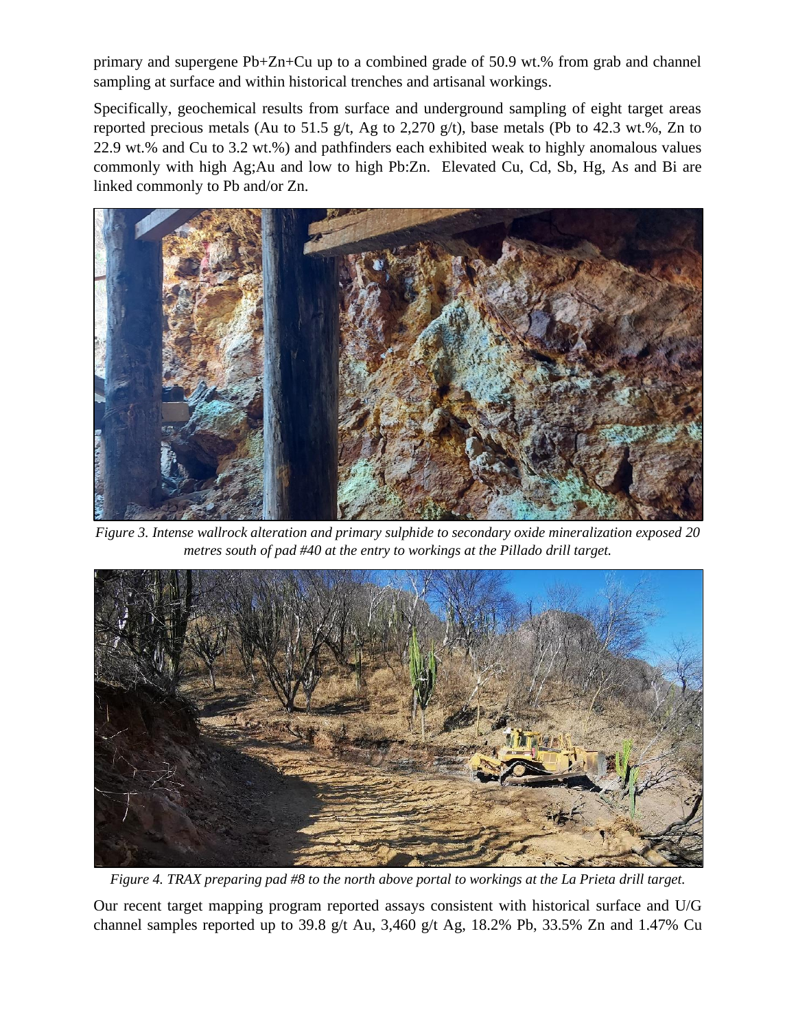primary and supergene Pb+Zn+Cu up to a combined grade of 50.9 wt.% from grab and channel sampling at surface and within historical trenches and artisanal workings.

Specifically, geochemical results from surface and underground sampling of eight target areas reported precious metals (Au to 51.5 g/t, Ag to 2,270 g/t), base metals (Pb to 42.3 wt.%, Zn to 22.9 wt.% and Cu to 3.2 wt.%) and pathfinders each exhibited weak to highly anomalous values commonly with high Ag;Au and low to high Pb:Zn. Elevated Cu, Cd, Sb, Hg, As and Bi are linked commonly to Pb and/or Zn.

*Figure 3. Intense wallrock alteration and primary sulphide to secondary oxide mineralization exposed 20 metres south of pad #40 at the entry to workings at the Pillado drill target.*

*Figure 4. TRAX preparing pad #8 to the north above portal to workings at the La Prieta drill target.*

Our recent target mapping program reported assays consistent with historical surface and U/G channel samples reported up to 39.8 g/t Au, 3,460 g/t Ag, 18.2% Pb, 33.5% Zn and 1.47% Cu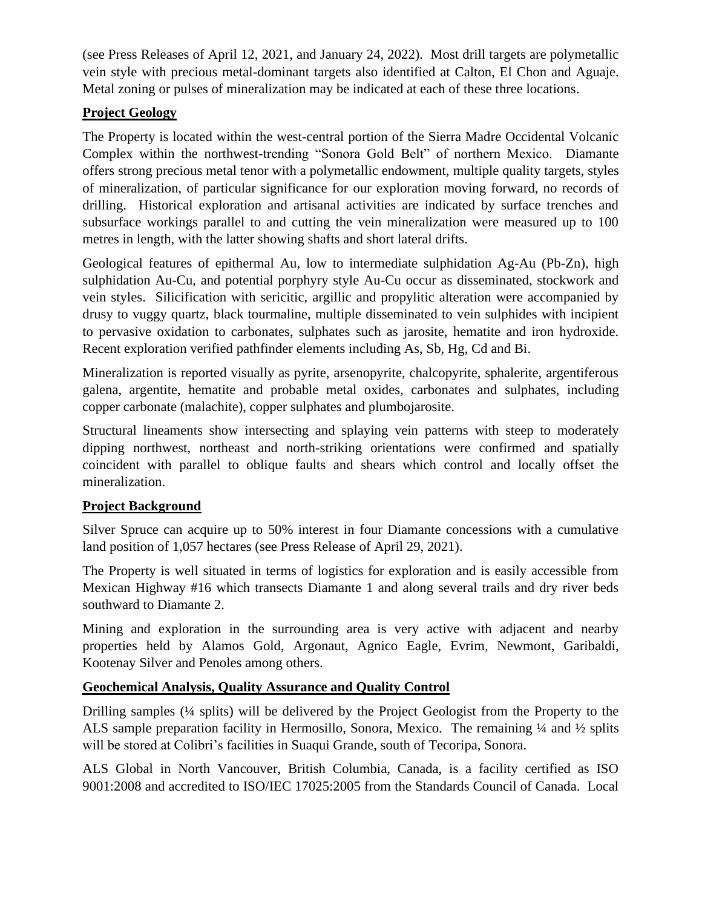(see Press Releases of April 12, 2021, and January 24, 2022). Most drill targets are polymetallic vein style with precious metal-dominant targets also identified at Calton, El Chon and Aguaje. Metal zoning or pulses of mineralization may be indicated at each of these three locations.

## Project Geology

The Property is located within the west-central portion of the Sierra Madre Occidental Volcanic Complex within the northwest-trending "Sonora Gold Belt" of northern Mexico. Diamante offers strong precious metal tenor with a polymetallic endowment, multiple quality targets, styles of mineralization, of particular significance for our exploration moving forward, no records of drilling. Historical exploration and artisanal activities are indicated by surface trenches and subsurface workings parallel to and cutting the vein mineralization were measured up to 100 metres in length, with the latter showing shafts and short lateral drifts.

Geological features of epithermal Au, low to intermediate sulphidation Ag-Au (Pb-Zn), high sulphidation Au-Cu, and potential porphyry style Au-Cu occur as disseminated, stockwork and vein styles. Silicification with sericitic, argillic and propylitic alteration were accompanied by drusy to vuggy quartz, black tourmaline, multiple disseminated to vein sulphides with incipient to pervasive oxidation to carbonates, sulphates such as jarosite, hematite and iron hydroxide. Recent exploration verified pathfinder elements including As, Sb, Hg, Cd and Bi.

Mineralization is reported visually as pyrite, arsenopyrite, chalcopyrite, sphalerite, argentiferous galena, argentite, hematite and probable metal oxides, carbonates and sulphates, including copper carbonate (malachite), copper sulphates and plumbojarosite.

Structural lineaments show intersecting and splaying vein patterns with steep to moderately dipping northwest, northeast and north-striking orientations were confirmed and spatially coincident with parallel to oblique faults and shears which control and locally offset the mineralization.

## Project Background

Silver Spruce can acquire up to 50% interest in four Diamante concessions with a cumulative land position of 1,057 hectares (see Press Release of April 29, 2021).

The Property is well situated in terms of logistics for exploration and is easily accessible from Mexican Highway #16 which transects Diamante 1 and along several trails and dry river beds southward to Diamante 2.

Mining and exploration in the surrounding area is very active with adjacent and nearby properties held by Alamos Gold, Argonaut, Agnico Eagle, Evrim, Newmont, Garibaldi, Kootenay Silver and Penoles among others.

## Geochemical Analysis, Quality Assurance and Quality Control

Drilling samples (¼ splits) will be delivered by the Project Geologist from the Property to the ALS sample preparation facility in Hermosillo, Sonora, Mexico. The remaining ¼ and ½ splits will be stored at Colibri's facilities in Suaqui Grande, south of Tecoripa, Sonora.

ALS Global in North Vancouver, British Columbia, Canada, is a facility certified as ISO 9001:2008 and accredited to ISO/IEC 17025:2005 from the Standards Council of Canada. Local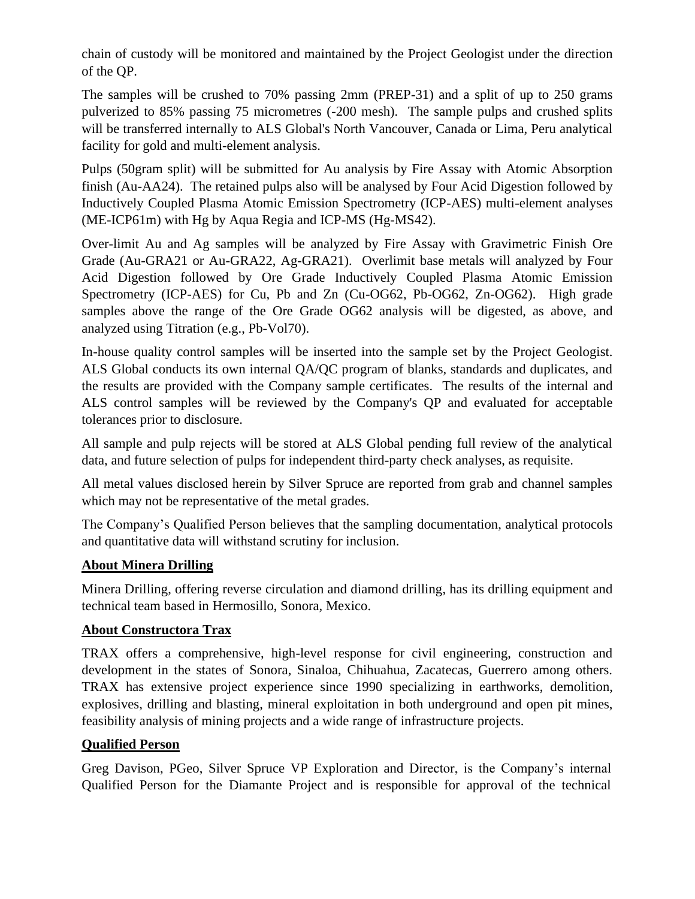chain of custody will be monitored and maintained by the Project Geologist under the direction of the QP.

The samples will be crushed to 70% passing 2mm (PREP-31) and a split of up to 250 grams pulverized to 85% passing 75 micrometres (-200 mesh). The sample pulps and crushed splits will be transferred internally to ALS Global's North Vancouver, Canada or Lima, Peru analytical facility for gold and multi-element analysis.

Pulps (50gram split) will be submitted for Au analysis by Fire Assay with Atomic Absorption finish (Au-AA24). The retained pulps also will be analysed by Four Acid Digestion followed by Inductively Coupled Plasma Atomic Emission Spectrometry (ICP-AES) multi-element analyses (ME-ICP61m) with Hg by Aqua Regia and ICP-MS (Hg-MS42).

Over-limit Au and Ag samples will be analyzed by Fire Assay with Gravimetric Finish Ore Grade (Au-GRA21 or Au-GRA22, Ag-GRA21). Overlimit base metals will analyzed by Four Acid Digestion followed by Ore Grade Inductively Coupled Plasma Atomic Emission Spectrometry (ICP-AES) for Cu, Pb and Zn (Cu-OG62, Pb-OG62, Zn-OG62). High grade samples above the range of the Ore Grade OG62 analysis will be digested, as above, and analyzed using Titration (e.g., Pb-Vol70).

In-house quality control samples will be inserted into the sample set by the Project Geologist. ALS Global conducts its own internal QA/QC program of blanks, standards and duplicates, and the results are provided with the Company sample certificates. The results of the internal and ALS control samples will be reviewed by the Company's QP and evaluated for acceptable tolerances prior to disclosure.

All sample and pulp rejects will be stored at ALS Global pending full review of the analytical data, and future selection of pulps for independent third-party check analyses, as requisite.

All metal values disclosed herein by Silver Spruce are reported from grab and channel samples which may not be representative of the metal grades.

The Company's Qualified Person believes that the sampling documentation, analytical protocols and quantitative data will withstand scrutiny for inclusion.

## About Minera Drilling

Minera Drilling, offering reverse circulation and diamond drilling, has its drilling equipment and technical team based in Hermosillo, Sonora, Mexico.

## About Constructora Trax

TRAX offers a comprehensive, high-level response for civil engineering, construction and development in the states of Sonora, Sinaloa, Chihuahua, Zacatecas, Guerrero among others. TRAX has extensive project experience since 1990 specializing in earthworks, demolition, explosives, drilling and blasting, mineral exploitation in both underground and open pit mines, feasibility analysis of mining projects and a wide range of infrastructure projects.

## Qualified Person

Greg Davison, PGeo, Silver Spruce VP Exploration and Director, is the Company's internal Qualified Person for the Diamante Project and is responsible for approval of the technical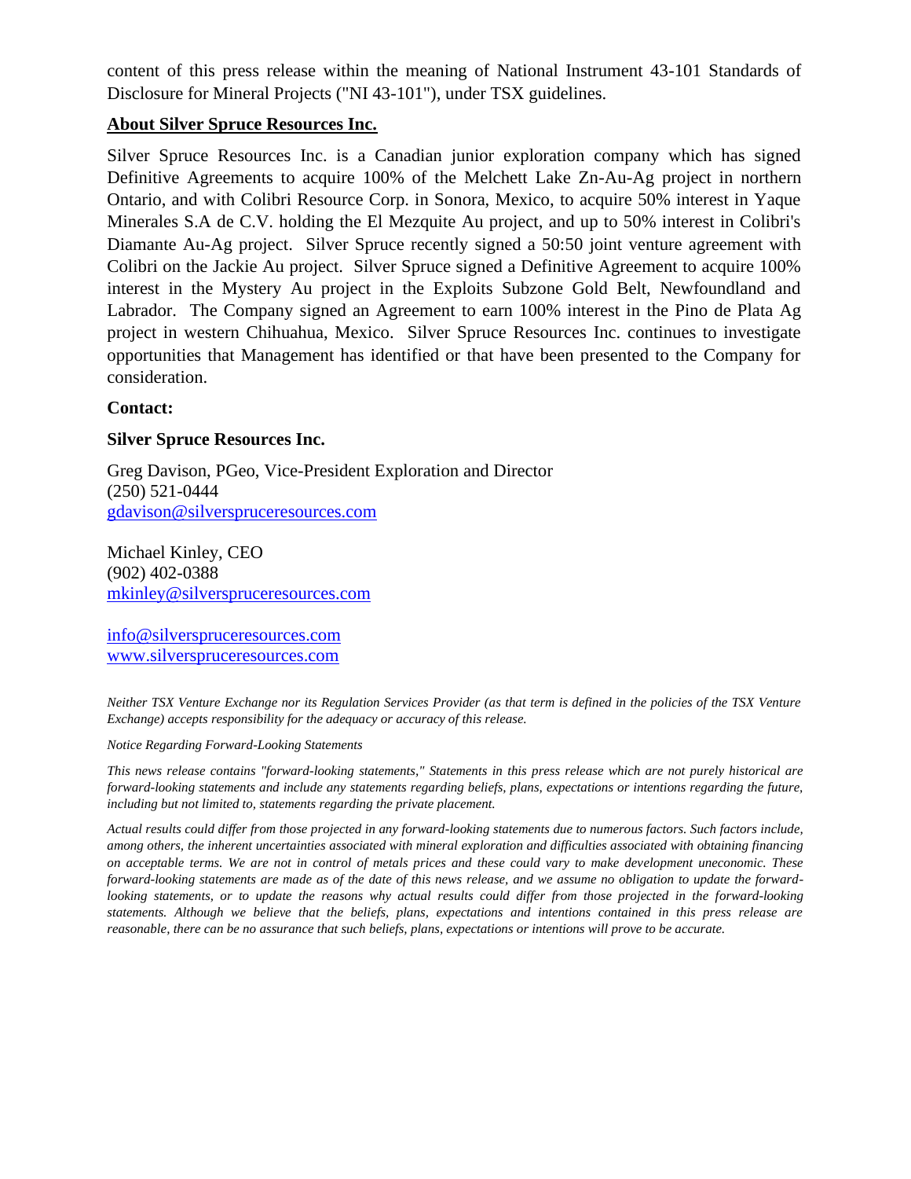content of this press release within the meaning of National Instrument 43-101 Standards of Disclosure for Mineral Projects ("NI 43-101"), under TSX guidelines.

## About Silver Spruce Resources Inc.

Silver Spruce Resources Inc. is a Canadian junior exploration company which has signed Definitive Agreements to acquire 100% of the Melchett Lake Zn-Au-Ag project in northern Ontario, and with Colibri Resource Corp. in Sonora, Mexico, to acquire 50% interest in Yaque Minerales S.A de C.V. holding the El Mezquite Au project, and up to 50% interest in Colibri's Diamante Au-Ag project. Silver Spruce recently signed a 50:50 joint venture agreement with Colibri on the Jackie Au project. Silver Spruce signed a Definitive Agreement to acquire 100% interest in the Mystery Au project in the Exploits Subzone Gold Belt, Newfoundland and Labrador. The Company signed an Agreement to earn 100% interest in the Pino de Plata Ag project in western Chihuahua, Mexico. Silver Spruce Resources Inc. continues to investigate opportunities that Management has identified or that have been presented to the Company for consideration.

**Contact:**

**Silver Spruce Resources Inc.**

Greg Davison, PGeo, Vice-President Exploration and Director
(250) 521-0444
gdavison@silverspruceresources.com

Michael Kinley, CEO
(902) 402-0388
mkinley@silverspruceresources.com

info@silverspruceresources.com
www.silverspruceresources.com

*Neither TSX Venture Exchange nor its Regulation Services Provider (as that term is defined in the policies of the TSX Venture Exchange) accepts responsibility for the adequacy or accuracy of this release.*

*Notice Regarding Forward-Looking Statements*

*This news release contains "forward-looking statements," Statements in this press release which are not purely historical are forward-looking statements and include any statements regarding beliefs, plans, expectations or intentions regarding the future, including but not limited to, statements regarding the private placement.*

*Actual results could differ from those projected in any forward-looking statements due to numerous factors. Such factors include, among others, the inherent uncertainties associated with mineral exploration and difficulties associated with obtaining financing on acceptable terms. We are not in control of metals prices and these could vary to make development uneconomic. These forward-looking statements are made as of the date of this news release, and we assume no obligation to update the forward-looking statements, or to update the reasons why actual results could differ from those projected in the forward-looking statements. Although we believe that the beliefs, plans, expectations and intentions contained in this press release are reasonable, there can be no assurance that such beliefs, plans, expectations or intentions will prove to be accurate.*